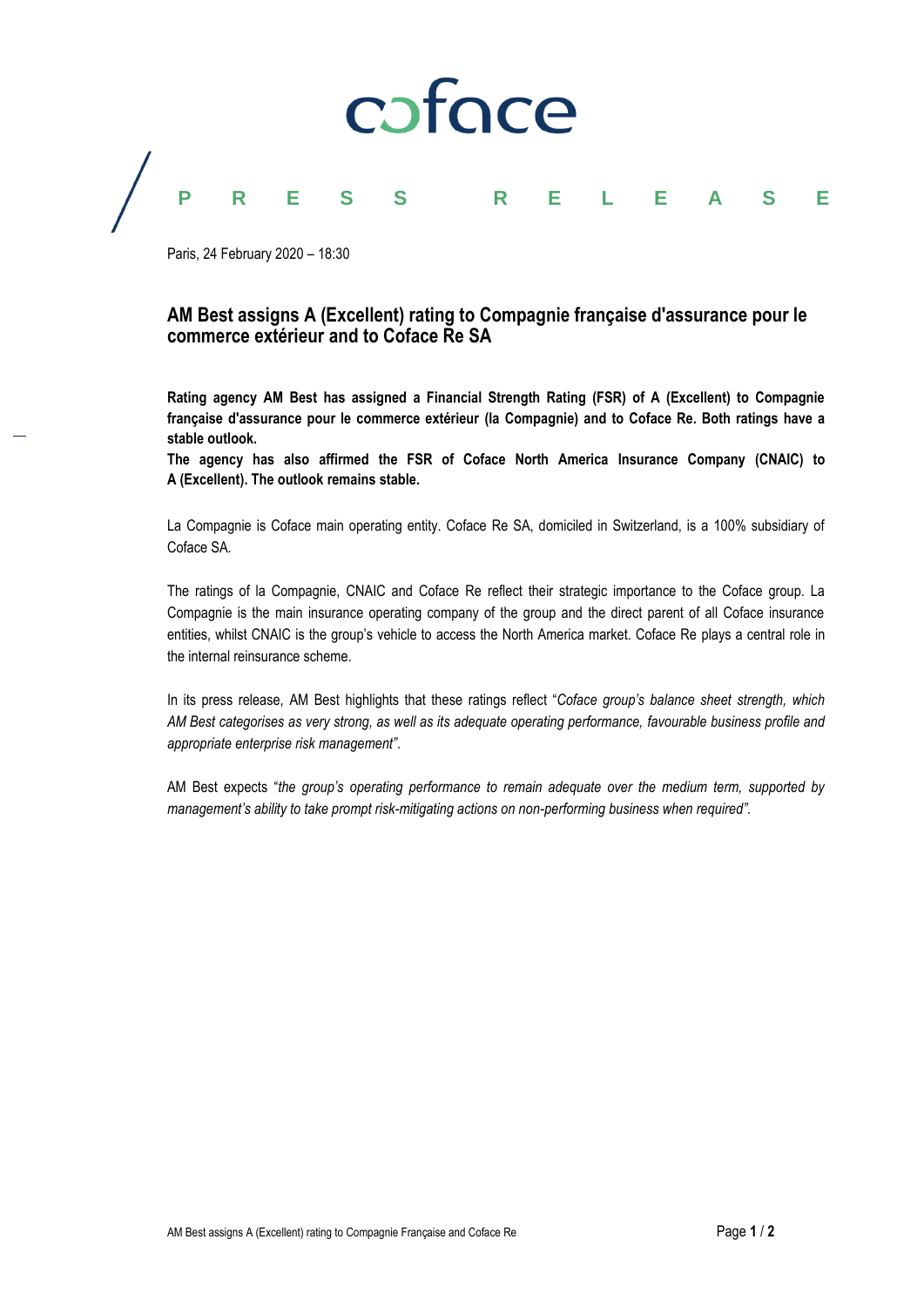# PRESS RELEASE

Paris, 24 February 2020 – 18:30

## AM Best assigns A (Excellent) rating to Compagnie française d'assurance pour le commerce extérieur and to Coface Re SA

**Rating agency AM Best has assigned a Financial Strength Rating (FSR) of A (Excellent) to Compagnie française d'assurance pour le commerce extérieur (la Compagnie) and to Coface Re. Both ratings have a stable outlook.**
**The agency has also affirmed the FSR of Coface North America Insurance Company (CNAIC) to A (Excellent). The outlook remains stable.**

La Compagnie is Coface main operating entity. Coface Re SA, domiciled in Switzerland, is a 100% subsidiary of Coface SA.

The ratings of la Compagnie, CNAIC and Coface Re reflect their strategic importance to the Coface group. La Compagnie is the main insurance operating company of the group and the direct parent of all Coface insurance entities, whilst CNAIC is the group's vehicle to access the North America market. Coface Re plays a central role in the internal reinsurance scheme.

In its press release, AM Best highlights that these ratings reflect "*Coface group's balance sheet strength, which AM Best categorises as very strong, as well as its adequate operating performance, favourable business profile and appropriate enterprise risk management*".

AM Best expects "*the group's operating performance to remain adequate over the medium term, supported by management's ability to take prompt risk-mitigating actions on non-performing business when required*".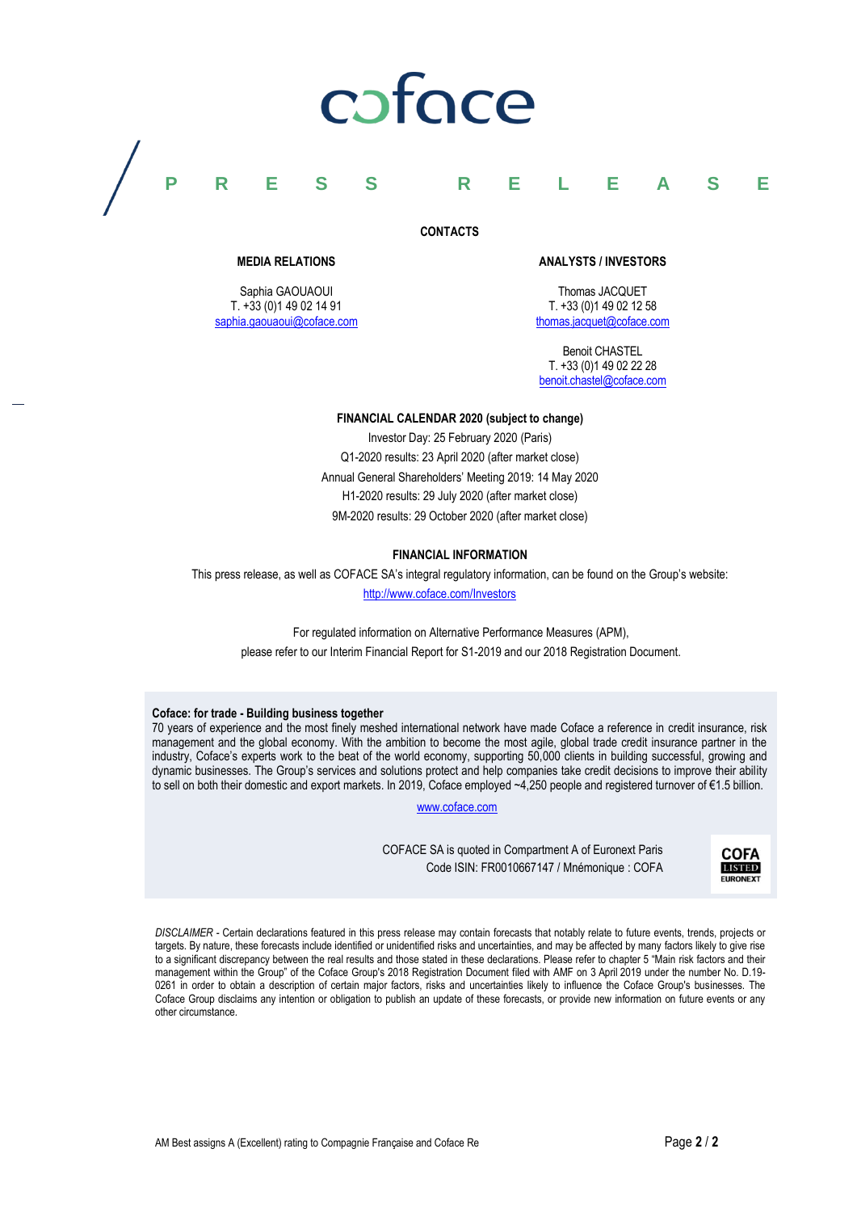**PRESS RELEASE**

**CONTACTS**

**MEDIA RELATIONS**

Saphia GAOUAOUI
T. +33 (0)1 49 02 14 91
saphia.gaouaoui@coface.com

**ANALYSTS / INVESTORS**

Thomas JACQUET
T. +33 (0)1 49 02 12 58
thomas.jacquet@coface.com

Benoit CHASTEL
T. +33 (0)1 49 02 22 28
benoit.chastel@coface.com

**FINANCIAL CALENDAR 2020 (subject to change)**

Investor Day: 25 February 2020 (Paris)
Q1-2020 results: 23 April 2020 (after market close)
Annual General Shareholders' Meeting 2019: 14 May 2020
H1-2020 results: 29 July 2020 (after market close)
9M-2020 results: 29 October 2020 (after market close)

**FINANCIAL INFORMATION**

This press release, as well as COFACE SA's integral regulatory information, can be found on the Group's website:
http://www.coface.com/Investors

For regulated information on Alternative Performance Measures (APM),
please refer to our Interim Financial Report for S1-2019 and our 2018 Registration Document.

**Coface: for trade - Building business together**
70 years of experience and the most finely meshed international network have made Coface a reference in credit insurance, risk management and the global economy. With the ambition to become the most agile, global trade credit insurance partner in the industry, Coface's experts work to the beat of the world economy, supporting 50,000 clients in building successful, growing and dynamic businesses. The Group's services and solutions protect and help companies take credit decisions to improve their ability to sell on both their domestic and export markets. In 2019, Coface employed ~4,250 people and registered turnover of €1.5 billion.

www.coface.com

COFACE SA is quoted in Compartment A of Euronext Paris
Code ISIN: FR0010667147 / Mnémonique : COFA

*DISCLAIMER* - Certain declarations featured in this press release may contain forecasts that notably relate to future events, trends, projects or targets. By nature, these forecasts include identified or unidentified risks and uncertainties, and may be affected by many factors likely to give rise to a significant discrepancy between the real results and those stated in these declarations. Please refer to chapter 5 "Main risk factors and their management within the Group" of the Coface Group's 2018 Registration Document filed with AMF on 3 April 2019 under the number No. D.19-0261 in order to obtain a description of certain major factors, risks and uncertainties likely to influence the Coface Group's businesses. The Coface Group disclaims any intention or obligation to publish an update of these forecasts, or provide new information on future events or any other circumstance.